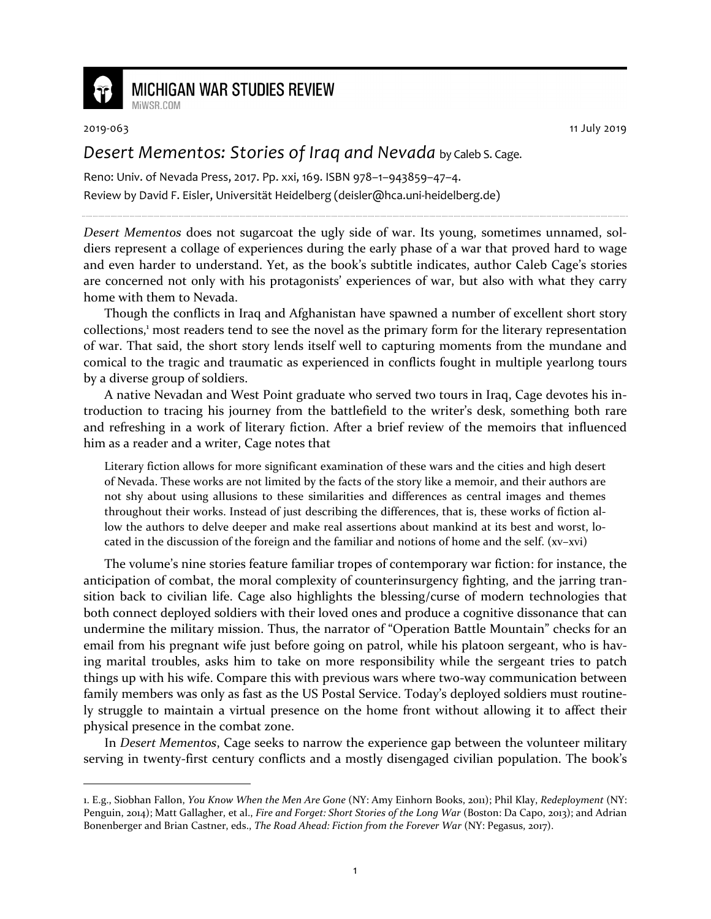MICHIGAN WAR STUDIES REVIEW
MiWSR.COM

2019-063 11 July 2019

# *Desert Mementos: Stories of Iraq and Nevada* by Caleb S. Cage.

Reno: Univ. of Nevada Press, 2017. Pp. xxi, 169. ISBN 978–1–943859–47–4.

Review by David F. Eisler, Universität Heidelberg (deisler@hca.uni-heidelberg.de)

---

*Desert Mementos* does not sugarcoat the ugly side of war. Its young, sometimes unnamed, soldiers represent a collage of experiences during the early phase of a war that proved hard to wage and even harder to understand. Yet, as the book's subtitle indicates, author Caleb Cage's stories are concerned not only with his protagonists' experiences of war, but also with what they carry home with them to Nevada.

Though the conflicts in Iraq and Afghanistan have spawned a number of excellent short story collections,[1] most readers tend to see the novel as the primary form for the literary representation of war. That said, the short story lends itself well to capturing moments from the mundane and comical to the tragic and traumatic as experienced in conflicts fought in multiple yearlong tours by a diverse group of soldiers.

A native Nevadan and West Point graduate who served two tours in Iraq, Cage devotes his introduction to tracing his journey from the battlefield to the writer's desk, something both rare and refreshing in a work of literary fiction. After a brief review of the memoirs that influenced him as a reader and a writer, Cage notes that

> Literary fiction allows for more significant examination of these wars and the cities and high desert of Nevada. These works are not limited by the facts of the story like a memoir, and their authors are not shy about using allusions to these similarities and differences as central images and themes throughout their works. Instead of just describing the differences, that is, these works of fiction allow the authors to delve deeper and make real assertions about mankind at its best and worst, located in the discussion of the foreign and the familiar and notions of home and the self. (xv–xvi)

The volume's nine stories feature familiar tropes of contemporary war fiction: for instance, the anticipation of combat, the moral complexity of counterinsurgency fighting, and the jarring transition back to civilian life. Cage also highlights the blessing/curse of modern technologies that both connect deployed soldiers with their loved ones and produce a cognitive dissonance that can undermine the military mission. Thus, the narrator of "Operation Battle Mountain" checks for an email from his pregnant wife just before going on patrol, while his platoon sergeant, who is having marital troubles, asks him to take on more responsibility while the sergeant tries to patch things up with his wife. Compare this with previous wars where two-way communication between family members was only as fast as the US Postal Service. Today's deployed soldiers must routinely struggle to maintain a virtual presence on the home front without allowing it to affect their physical presence in the combat zone.

In *Desert Mementos*, Cage seeks to narrow the experience gap between the volunteer military serving in twenty-first century conflicts and a mostly disengaged civilian population. The book's

---

1. E.g., Siobhan Fallon, *You Know When the Men Are Gone* (NY: Amy Einhorn Books, 2011); Phil Klay, *Redeployment* (NY: Penguin, 2014); Matt Gallagher, et al., *Fire and Forget: Short Stories of the Long War* (Boston: Da Capo, 2013); and Adrian Bonenberger and Brian Castner, eds., *The Road Ahead: Fiction from the Forever War* (NY: Pegasus, 2017).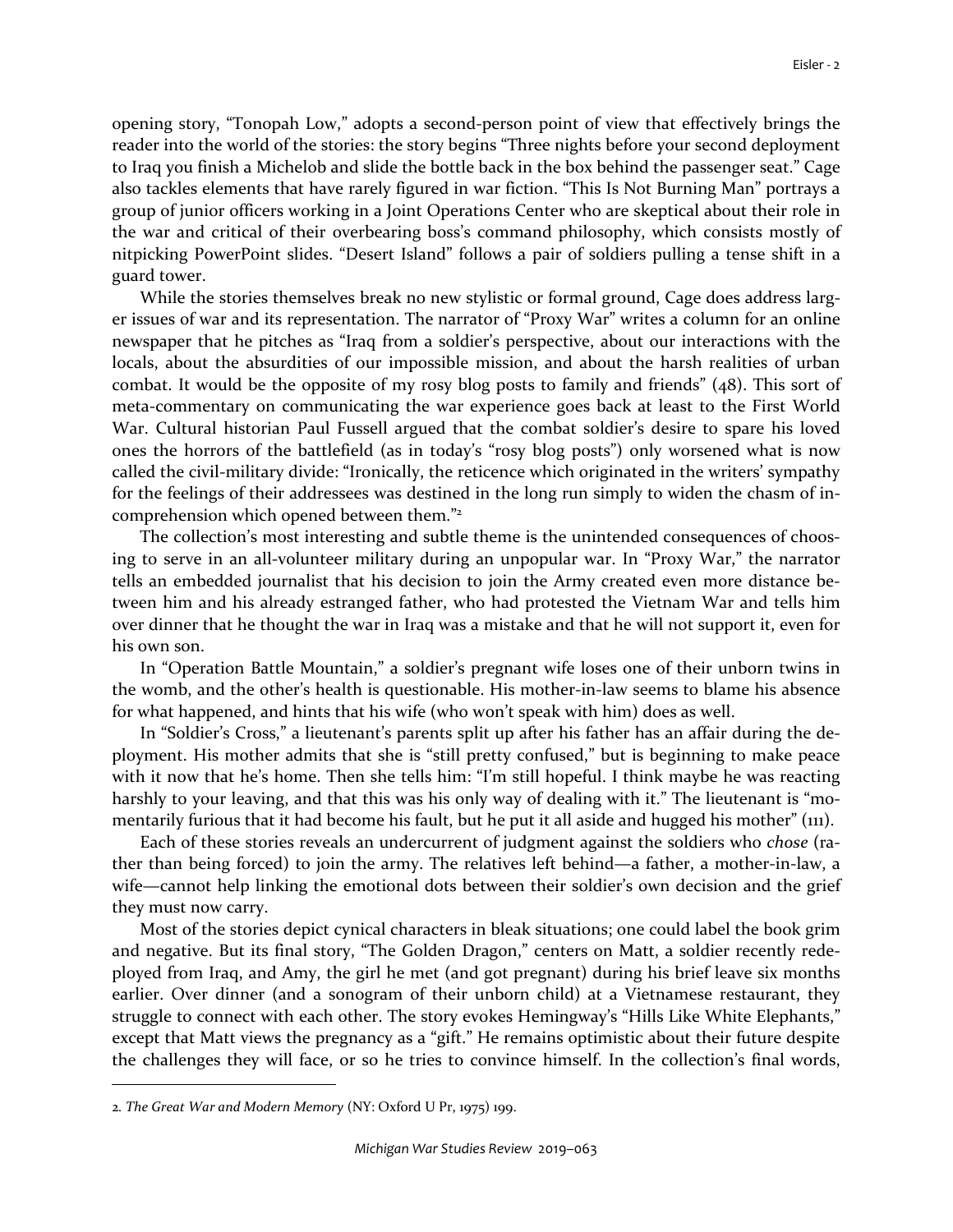opening story, "Tonopah Low," adopts a second-person point of view that effectively brings the reader into the world of the stories: the story begins "Three nights before your second deployment to Iraq you finish a Michelob and slide the bottle back in the box behind the passenger seat." Cage also tackles elements that have rarely figured in war fiction. "This Is Not Burning Man" portrays a group of junior officers working in a Joint Operations Center who are skeptical about their role in the war and critical of their overbearing boss's command philosophy, which consists mostly of nitpicking PowerPoint slides. "Desert Island" follows a pair of soldiers pulling a tense shift in a guard tower.

While the stories themselves break no new stylistic or formal ground, Cage does address larger issues of war and its representation. The narrator of "Proxy War" writes a column for an online newspaper that he pitches as "Iraq from a soldier's perspective, about our interactions with the locals, about the absurdities of our impossible mission, and about the harsh realities of urban combat. It would be the opposite of my rosy blog posts to family and friends" (48). This sort of meta-commentary on communicating the war experience goes back at least to the First World War. Cultural historian Paul Fussell argued that the combat soldier's desire to spare his loved ones the horrors of the battlefield (as in today's "rosy blog posts") only worsened what is now called the civil-military divide: "Ironically, the reticence which originated in the writers' sympathy for the feelings of their addressees was destined in the long run simply to widen the chasm of incomprehension which opened between them."[2]

The collection's most interesting and subtle theme is the unintended consequences of choosing to serve in an all-volunteer military during an unpopular war. In "Proxy War," the narrator tells an embedded journalist that his decision to join the Army created even more distance between him and his already estranged father, who had protested the Vietnam War and tells him over dinner that he thought the war in Iraq was a mistake and that he will not support it, even for his own son.

In "Operation Battle Mountain," a soldier's pregnant wife loses one of their unborn twins in the womb, and the other's health is questionable. His mother-in-law seems to blame his absence for what happened, and hints that his wife (who won't speak with him) does as well.

In "Soldier's Cross," a lieutenant's parents split up after his father has an affair during the deployment. His mother admits that she is "still pretty confused," but is beginning to make peace with it now that he's home. Then she tells him: "I'm still hopeful. I think maybe he was reacting harshly to your leaving, and that this was his only way of dealing with it." The lieutenant is "momentarily furious that it had become his fault, but he put it all aside and hugged his mother" (111).

Each of these stories reveals an undercurrent of judgment against the soldiers who *chose* (rather than being forced) to join the army. The relatives left behind—a father, a mother-in-law, a wife—cannot help linking the emotional dots between their soldier's own decision and the grief they must now carry.

Most of the stories depict cynical characters in bleak situations; one could label the book grim and negative. But its final story, "The Golden Dragon," centers on Matt, a soldier recently redeployed from Iraq, and Amy, the girl he met (and got pregnant) during his brief leave six months earlier. Over dinner (and a sonogram of their unborn child) at a Vietnamese restaurant, they struggle to connect with each other. The story evokes Hemingway's "Hills Like White Elephants," except that Matt views the pregnancy as a "gift." He remains optimistic about their future despite the challenges they will face, or so he tries to convince himself. In the collection's final words,

---

2. *The Great War and Modern Memory* (NY: Oxford U Pr, 1975) 199.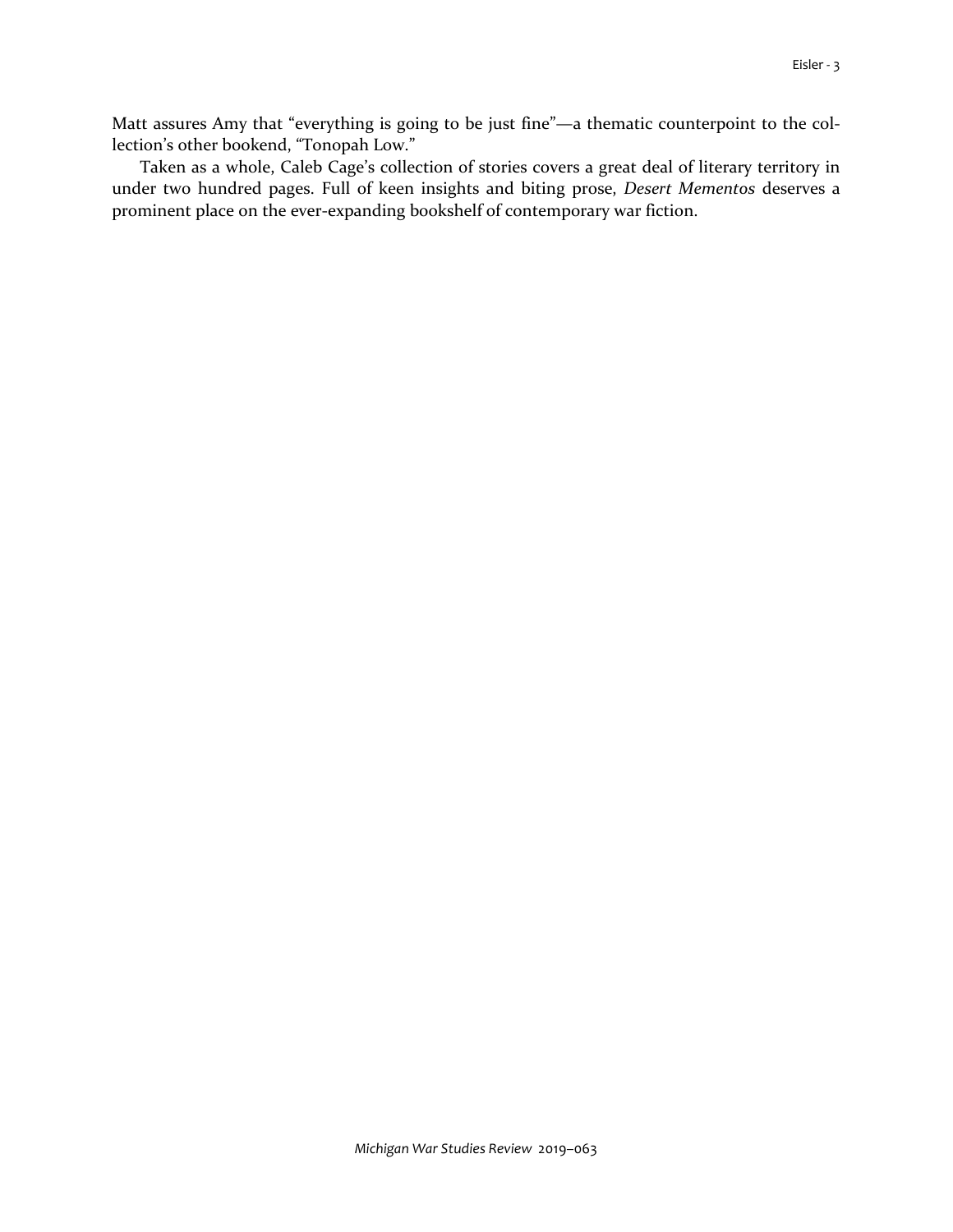Matt assures Amy that "everything is going to be just fine"—a thematic counterpoint to the collection's other bookend, "Tonopah Low."

Taken as a whole, Caleb Cage's collection of stories covers a great deal of literary territory in under two hundred pages. Full of keen insights and biting prose, *Desert Mementos* deserves a prominent place on the ever-expanding bookshelf of contemporary war fiction.